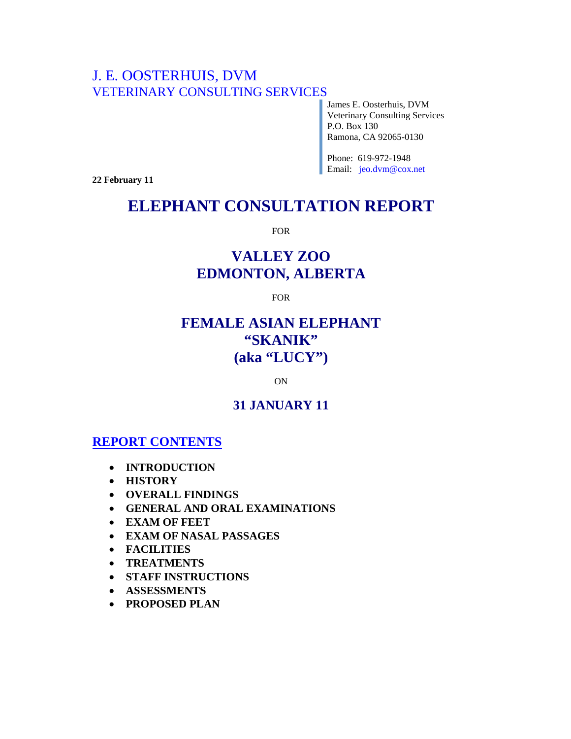J. E. OOSTERHUIS, DVM
VETERINARY CONSULTING SERVICES

James E. Oosterhuis, DVM
Veterinary Consulting Services
P.O. Box 130
Ramona, CA 92065-0130

Phone: 619-972-1948
Email: jeo.dvm@cox.net

**22 February 11**

# ELEPHANT CONSULTATION REPORT

FOR

## VALLEY ZOO
## EDMONTON, ALBERTA

FOR

## FEMALE ASIAN ELEPHANT
## "SKANIK"
## (aka "LUCY")

ON

### 31 JANUARY 11

## REPORT CONTENTS

- **INTRODUCTION**
- **HISTORY**
- **OVERALL FINDINGS**
- **GENERAL AND ORAL EXAMINATIONS**
- **EXAM OF FEET**
- **EXAM OF NASAL PASSAGES**
- **FACILITIES**
- **TREATMENTS**
- **STAFF INSTRUCTIONS**
- **ASSESSMENTS**
- **PROPOSED PLAN**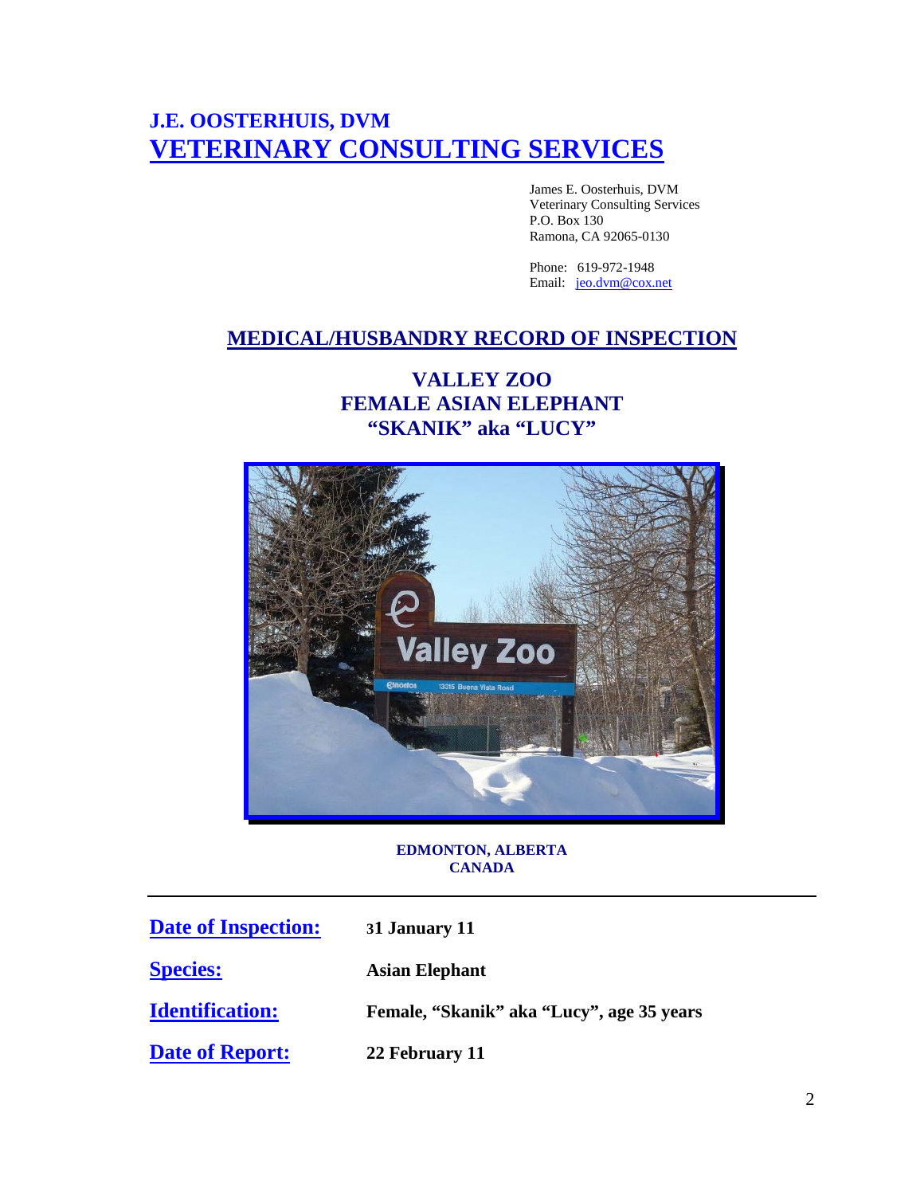# J.E. OOSTERHUIS, DVM

# VETERINARY CONSULTING SERVICES

James E. Oosterhuis, DVM
Veterinary Consulting Services
P.O. Box 130
Ramona, CA 92065-0130

Phone: 619-972-1948
Email: jeo.dvm@cox.net

## MEDICAL/HUSBANDRY RECORD OF INSPECTION

### VALLEY ZOO
### FEMALE ASIAN ELEPHANT
### "SKANIK" aka "LUCY"

**EDMONTON, ALBERTA**
**CANADA**

---

**Date of Inspection:** **31 January 11**

**Species:** **Asian Elephant**

**Identification:** **Female, "Skanik" aka "Lucy", age 35 years**

**Date of Report:** **22 February 11**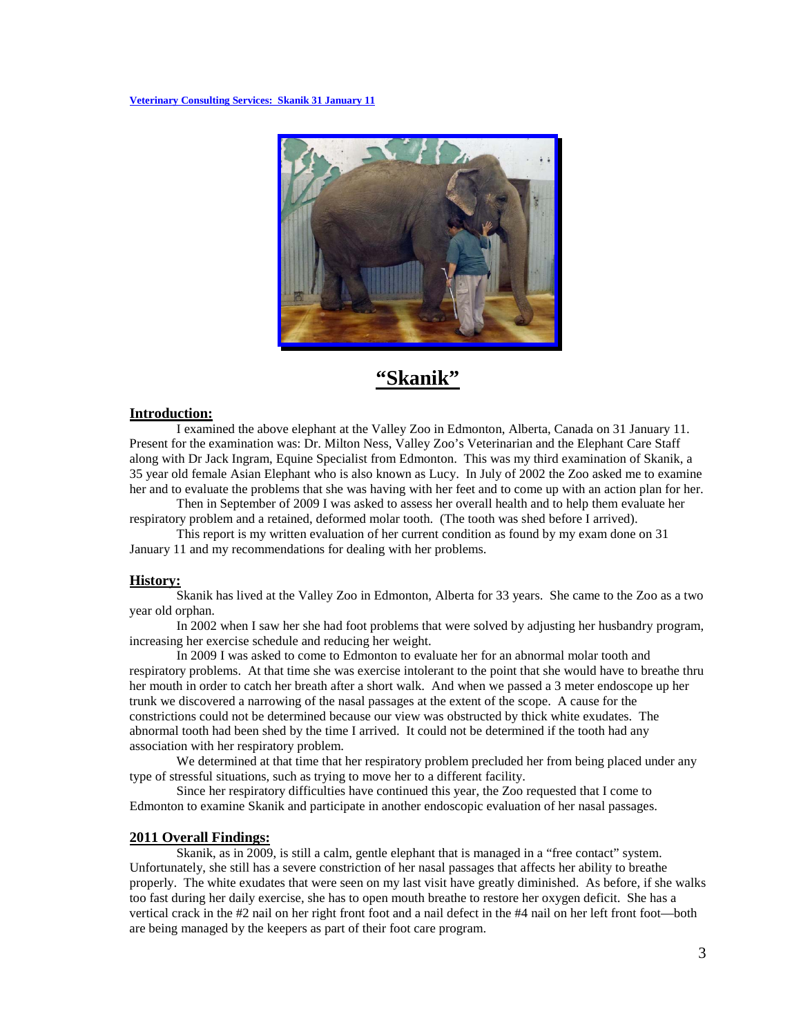# "Skanik"

## Introduction:

I examined the above elephant at the Valley Zoo in Edmonton, Alberta, Canada on 31 January 11. Present for the examination was: Dr. Milton Ness, Valley Zoo's Veterinarian and the Elephant Care Staff along with Dr Jack Ingram, Equine Specialist from Edmonton. This was my third examination of Skanik, a 35 year old female Asian Elephant who is also known as Lucy. In July of 2002 the Zoo asked me to examine her and to evaluate the problems that she was having with her feet and to come up with an action plan for her.

Then in September of 2009 I was asked to assess her overall health and to help them evaluate her respiratory problem and a retained, deformed molar tooth. (The tooth was shed before I arrived).

This report is my written evaluation of her current condition as found by my exam done on 31 January 11 and my recommendations for dealing with her problems.

## History:

Skanik has lived at the Valley Zoo in Edmonton, Alberta for 33 years. She came to the Zoo as a two year old orphan.

In 2002 when I saw her she had foot problems that were solved by adjusting her husbandry program, increasing her exercise schedule and reducing her weight.

In 2009 I was asked to come to Edmonton to evaluate her for an abnormal molar tooth and respiratory problems. At that time she was exercise intolerant to the point that she would have to breathe thru her mouth in order to catch her breath after a short walk. And when we passed a 3 meter endoscope up her trunk we discovered a narrowing of the nasal passages at the extent of the scope. A cause for the constrictions could not be determined because our view was obstructed by thick white exudates. The abnormal tooth had been shed by the time I arrived. It could not be determined if the tooth had any association with her respiratory problem.

We determined at that time that her respiratory problem precluded her from being placed under any type of stressful situations, such as trying to move her to a different facility.

Since her respiratory difficulties have continued this year, the Zoo requested that I come to Edmonton to examine Skanik and participate in another endoscopic evaluation of her nasal passages.

## 2011 Overall Findings:

Skanik, as in 2009, is still a calm, gentle elephant that is managed in a "free contact" system. Unfortunately, she still has a severe constriction of her nasal passages that affects her ability to breathe properly. The white exudates that were seen on my last visit have greatly diminished. As before, if she walks too fast during her daily exercise, she has to open mouth breathe to restore her oxygen deficit. She has a vertical crack in the #2 nail on her right front foot and a nail defect in the #4 nail on her left front foot—both are being managed by the keepers as part of their foot care program.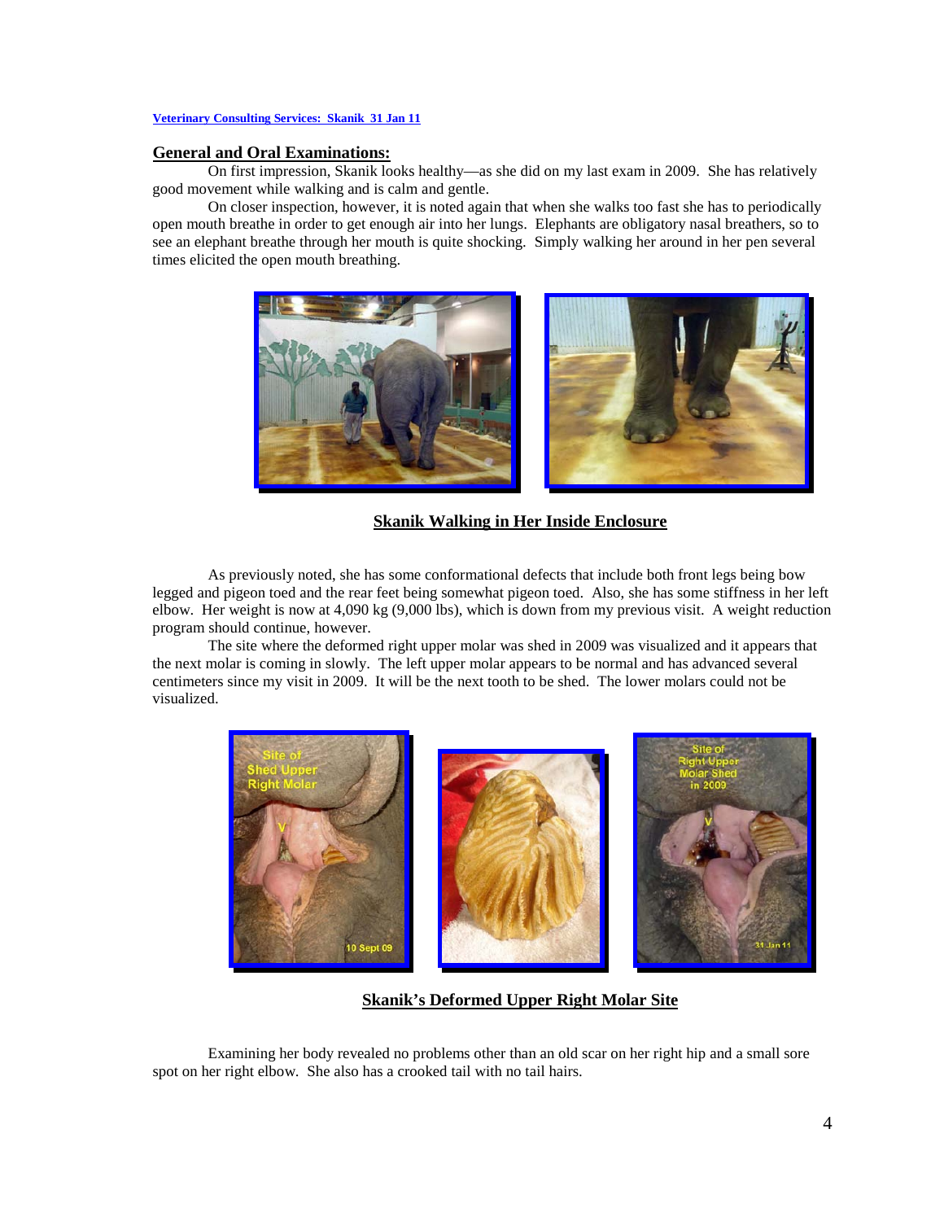## General and Oral Examinations:

On first impression, Skanik looks healthy—as she did on my last exam in 2009. She has relatively good movement while walking and is calm and gentle.

On closer inspection, however, it is noted again that when she walks too fast she has to periodically open mouth breathe in order to get enough air into her lungs. Elephants are obligatory nasal breathers, so to see an elephant breathe through her mouth is quite shocking. Simply walking her around in her pen several times elicited the open mouth breathing.

**Skanik Walking in Her Inside Enclosure**

As previously noted, she has some conformational defects that include both front legs being bow legged and pigeon toed and the rear feet being somewhat pigeon toed. Also, she has some stiffness in her left elbow. Her weight is now at 4,090 kg (9,000 lbs), which is down from my previous visit. A weight reduction program should continue, however.

The site where the deformed right upper molar was shed in 2009 was visualized and it appears that the next molar is coming in slowly. The left upper molar appears to be normal and has advanced several centimeters since my visit in 2009. It will be the next tooth to be shed. The lower molars could not be visualized.

**Skanik's Deformed Upper Right Molar Site**

Examining her body revealed no problems other than an old scar on her right hip and a small sore spot on her right elbow. She also has a crooked tail with no tail hairs.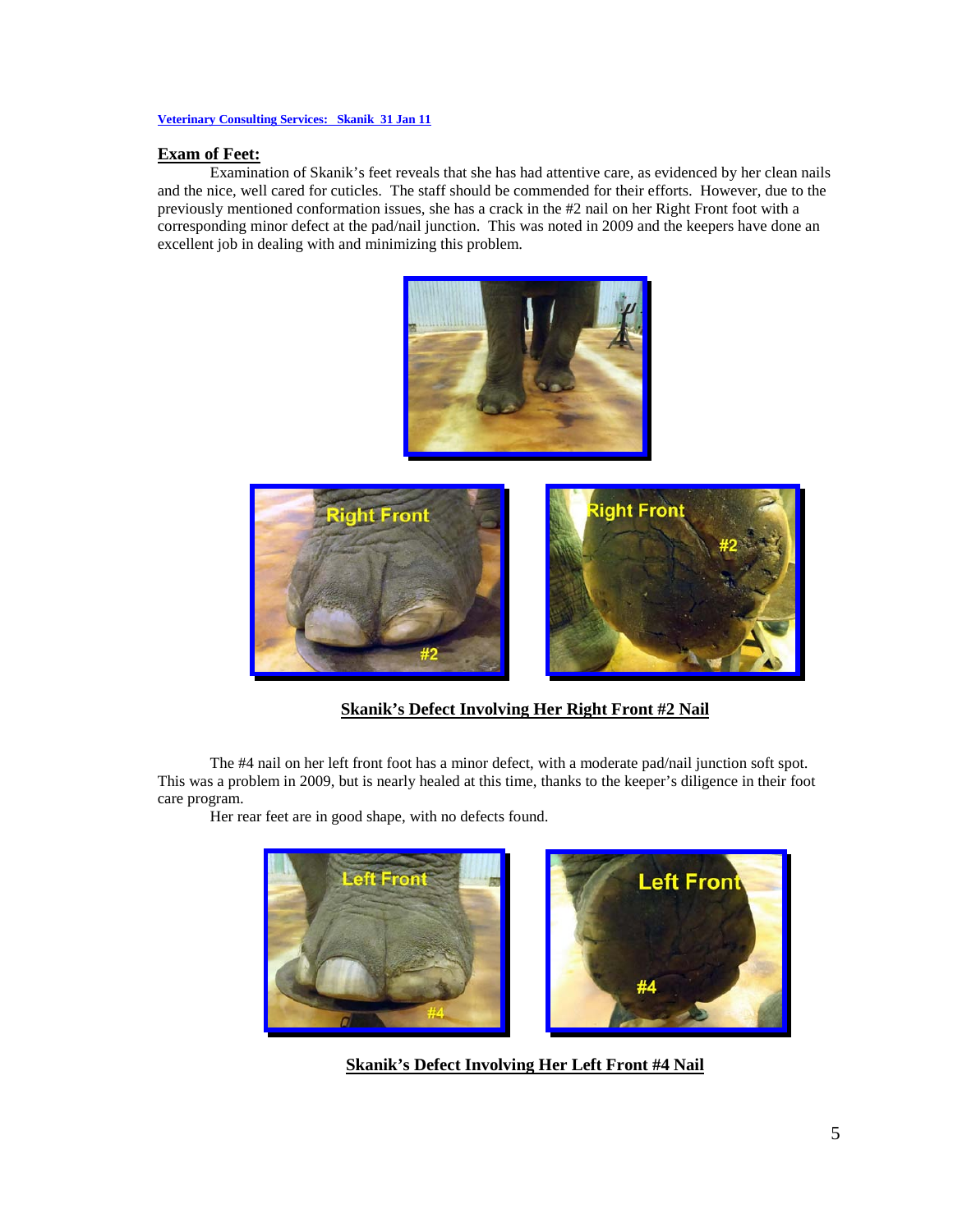## Exam of Feet:

Examination of Skanik's feet reveals that she has had attentive care, as evidenced by her clean nails and the nice, well cared for cuticles. The staff should be commended for their efforts. However, due to the previously mentioned conformation issues, she has a crack in the #2 nail on her Right Front foot with a corresponding minor defect at the pad/nail junction. This was noted in 2009 and the keepers have done an excellent job in dealing with and minimizing this problem.

**Skanik's Defect Involving Her Right Front #2 Nail**

The #4 nail on her left front foot has a minor defect, with a moderate pad/nail junction soft spot. This was a problem in 2009, but is nearly healed at this time, thanks to the keeper's diligence in their foot care program.

Her rear feet are in good shape, with no defects found.

**Skanik's Defect Involving Her Left Front #4 Nail**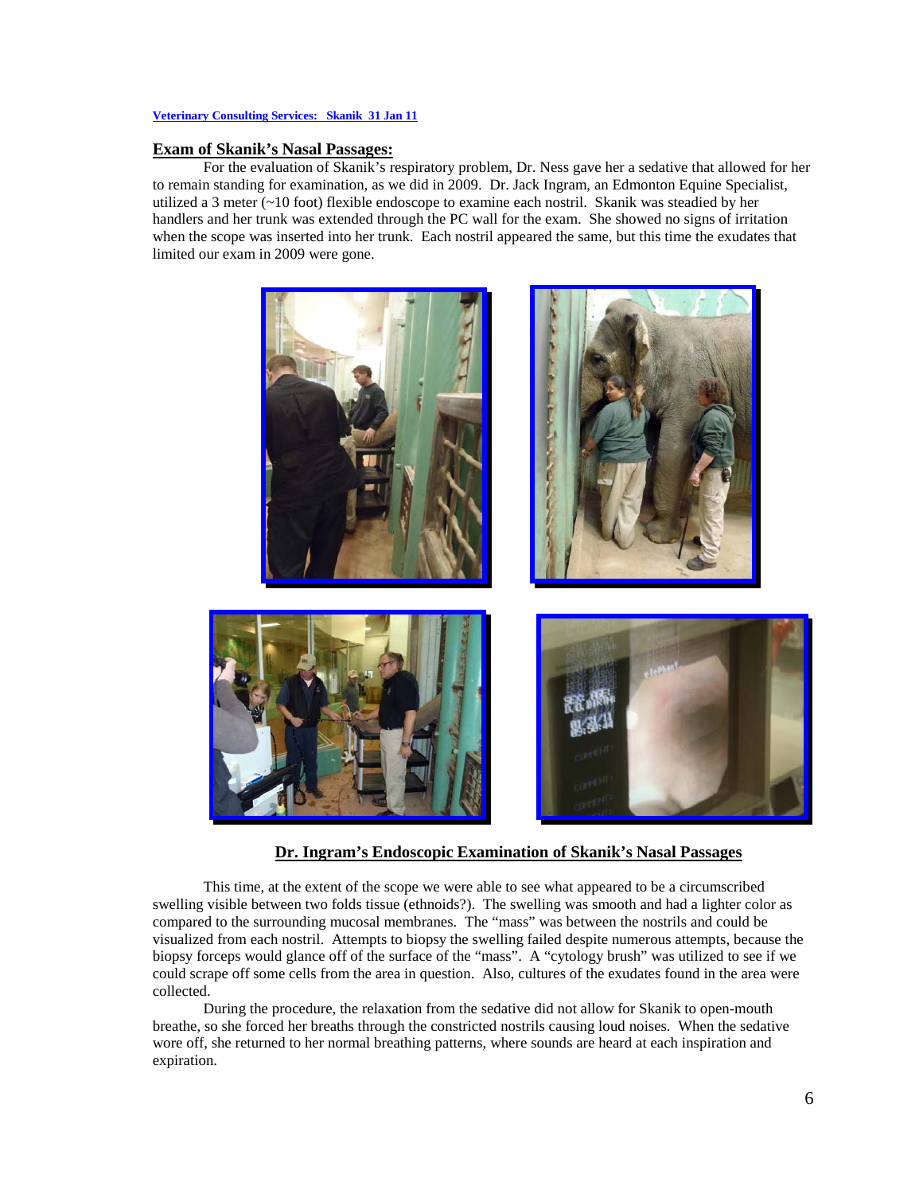## Exam of Skanik's Nasal Passages:

For the evaluation of Skanik's respiratory problem, Dr. Ness gave her a sedative that allowed for her to remain standing for examination, as we did in 2009. Dr. Jack Ingram, an Edmonton Equine Specialist, utilized a 3 meter (~10 foot) flexible endoscope to examine each nostril. Skanik was steadied by her handlers and her trunk was extended through the PC wall for the exam. She showed no signs of irritation when the scope was inserted into her trunk. Each nostril appeared the same, but this time the exudates that limited our exam in 2009 were gone.

**Dr. Ingram's Endoscopic Examination of Skanik's Nasal Passages**

This time, at the extent of the scope we were able to see what appeared to be a circumscribed swelling visible between two folds tissue (ethnoids?). The swelling was smooth and had a lighter color as compared to the surrounding mucosal membranes. The "mass" was between the nostrils and could be visualized from each nostril. Attempts to biopsy the swelling failed despite numerous attempts, because the biopsy forceps would glance off of the surface of the "mass". A "cytology brush" was utilized to see if we could scrape off some cells from the area in question. Also, cultures of the exudates found in the area were collected.

During the procedure, the relaxation from the sedative did not allow for Skanik to open-mouth breathe, so she forced her breaths through the constricted nostrils causing loud noises. When the sedative wore off, she returned to her normal breathing patterns, where sounds are heard at each inspiration and expiration.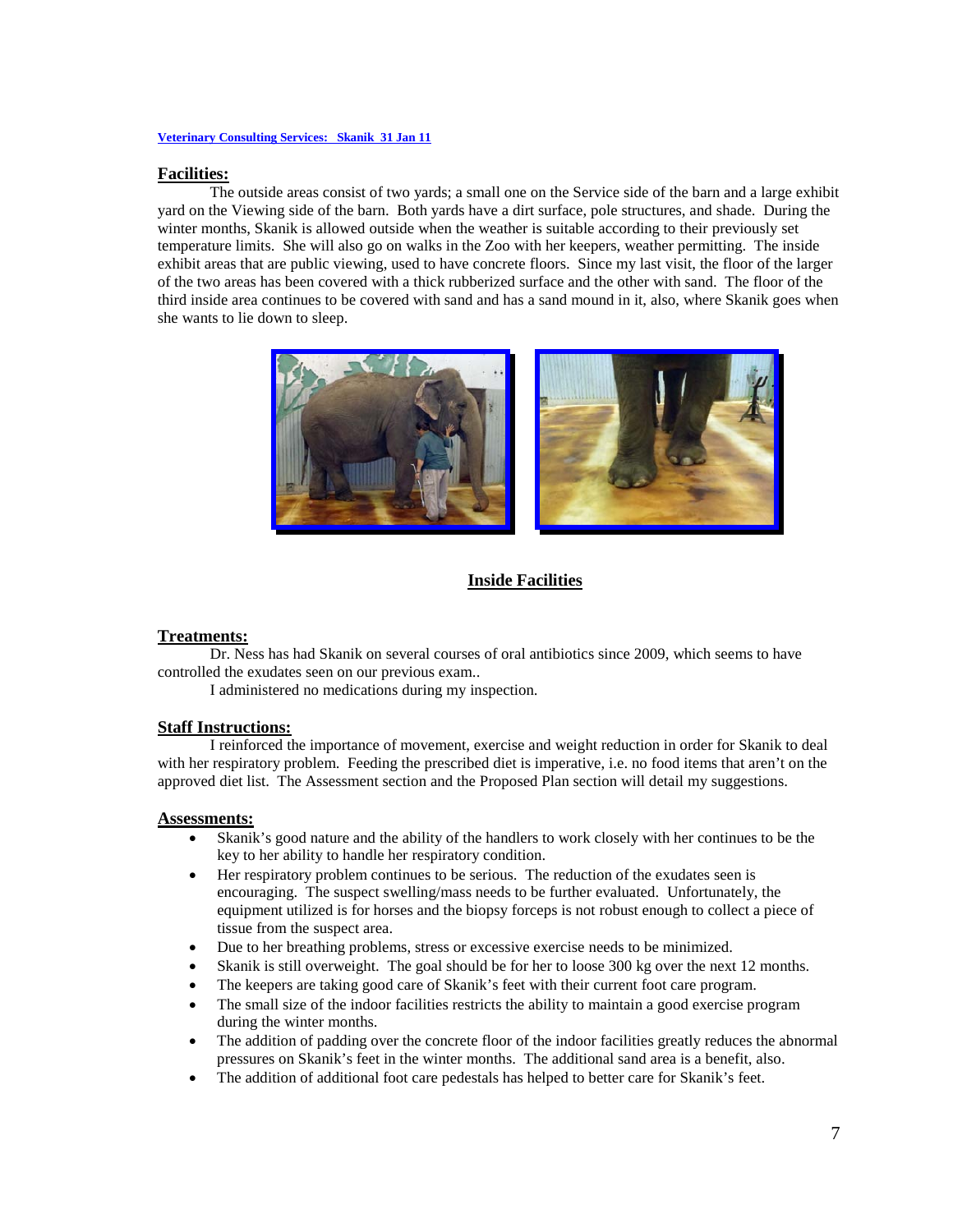**Veterinary Consulting Services: Skanik 31 Jan 11**

## Facilities:

The outside areas consist of two yards; a small one on the Service side of the barn and a large exhibit yard on the Viewing side of the barn. Both yards have a dirt surface, pole structures, and shade. During the winter months, Skanik is allowed outside when the weather is suitable according to their previously set temperature limits. She will also go on walks in the Zoo with her keepers, weather permitting. The inside exhibit areas that are public viewing, used to have concrete floors. Since my last visit, the floor of the larger of the two areas has been covered with a thick rubberized surface and the other with sand. The floor of the third inside area continues to be covered with sand and has a sand mound in it, also, where Skanik goes when she wants to lie down to sleep.

**Inside Facilities**

## Treatments:

Dr. Ness has had Skanik on several courses of oral antibiotics since 2009, which seems to have controlled the exudates seen on our previous exam..

I administered no medications during my inspection.

## Staff Instructions:

I reinforced the importance of movement, exercise and weight reduction in order for Skanik to deal with her respiratory problem. Feeding the prescribed diet is imperative, i.e. no food items that aren't on the approved diet list. The Assessment section and the Proposed Plan section will detail my suggestions.

## Assessments:

- Skanik's good nature and the ability of the handlers to work closely with her continues to be the key to her ability to handle her respiratory condition.
- Her respiratory problem continues to be serious. The reduction of the exudates seen is encouraging. The suspect swelling/mass needs to be further evaluated. Unfortunately, the equipment utilized is for horses and the biopsy forceps is not robust enough to collect a piece of tissue from the suspect area.
- Due to her breathing problems, stress or excessive exercise needs to be minimized.
- Skanik is still overweight. The goal should be for her to loose 300 kg over the next 12 months.
- The keepers are taking good care of Skanik's feet with their current foot care program.
- The small size of the indoor facilities restricts the ability to maintain a good exercise program during the winter months.
- The addition of padding over the concrete floor of the indoor facilities greatly reduces the abnormal pressures on Skanik's feet in the winter months. The additional sand area is a benefit, also.
- The addition of additional foot care pedestals has helped to better care for Skanik's feet.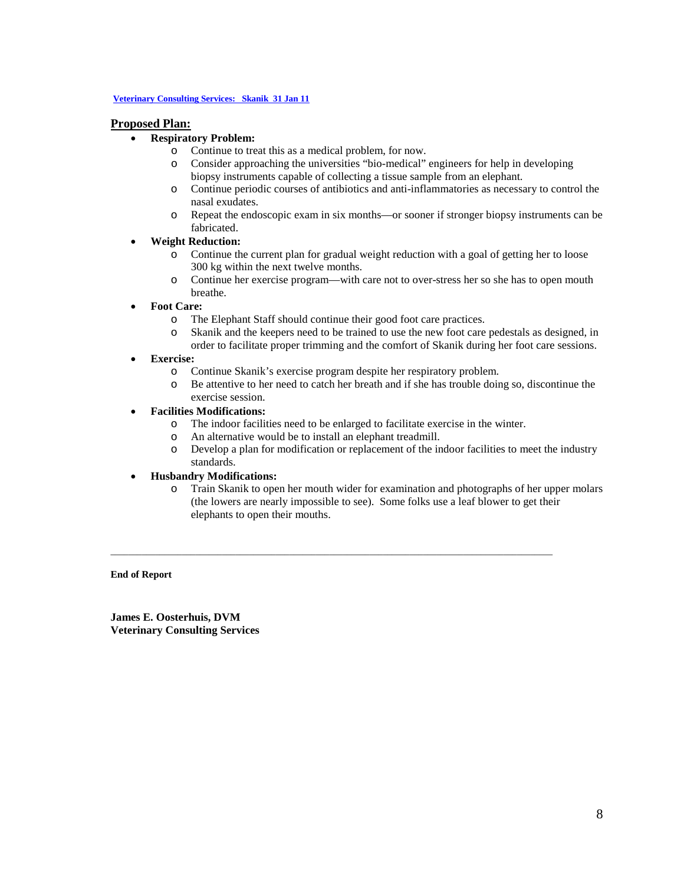## Proposed Plan:

- **Respiratory Problem:**
  - Continue to treat this as a medical problem, for now.
  - Consider approaching the universities "bio-medical" engineers for help in developing biopsy instruments capable of collecting a tissue sample from an elephant.
  - Continue periodic courses of antibiotics and anti-inflammatories as necessary to control the nasal exudates.
  - Repeat the endoscopic exam in six months—or sooner if stronger biopsy instruments can be fabricated.
- **Weight Reduction:**
  - Continue the current plan for gradual weight reduction with a goal of getting her to loose 300 kg within the next twelve months.
  - Continue her exercise program—with care not to over-stress her so she has to open mouth breathe.
- **Foot Care:**
  - The Elephant Staff should continue their good foot care practices.
  - Skanik and the keepers need to be trained to use the new foot care pedestals as designed, in order to facilitate proper trimming and the comfort of Skanik during her foot care sessions.
- **Exercise:**
  - Continue Skanik's exercise program despite her respiratory problem.
  - Be attentive to her need to catch her breath and if she has trouble doing so, discontinue the exercise session.
- **Facilities Modifications:**
  - The indoor facilities need to be enlarged to facilitate exercise in the winter.
  - An alternative would be to install an elephant treadmill.
  - Develop a plan for modification or replacement of the indoor facilities to meet the industry standards.
- **Husbandry Modifications:**
  - Train Skanik to open her mouth wider for examination and photographs of her upper molars (the lowers are nearly impossible to see). Some folks use a leaf blower to get their elephants to open their mouths.

---

**End of Report**

**James E. Oosterhuis, DVM**
**Veterinary Consulting Services**